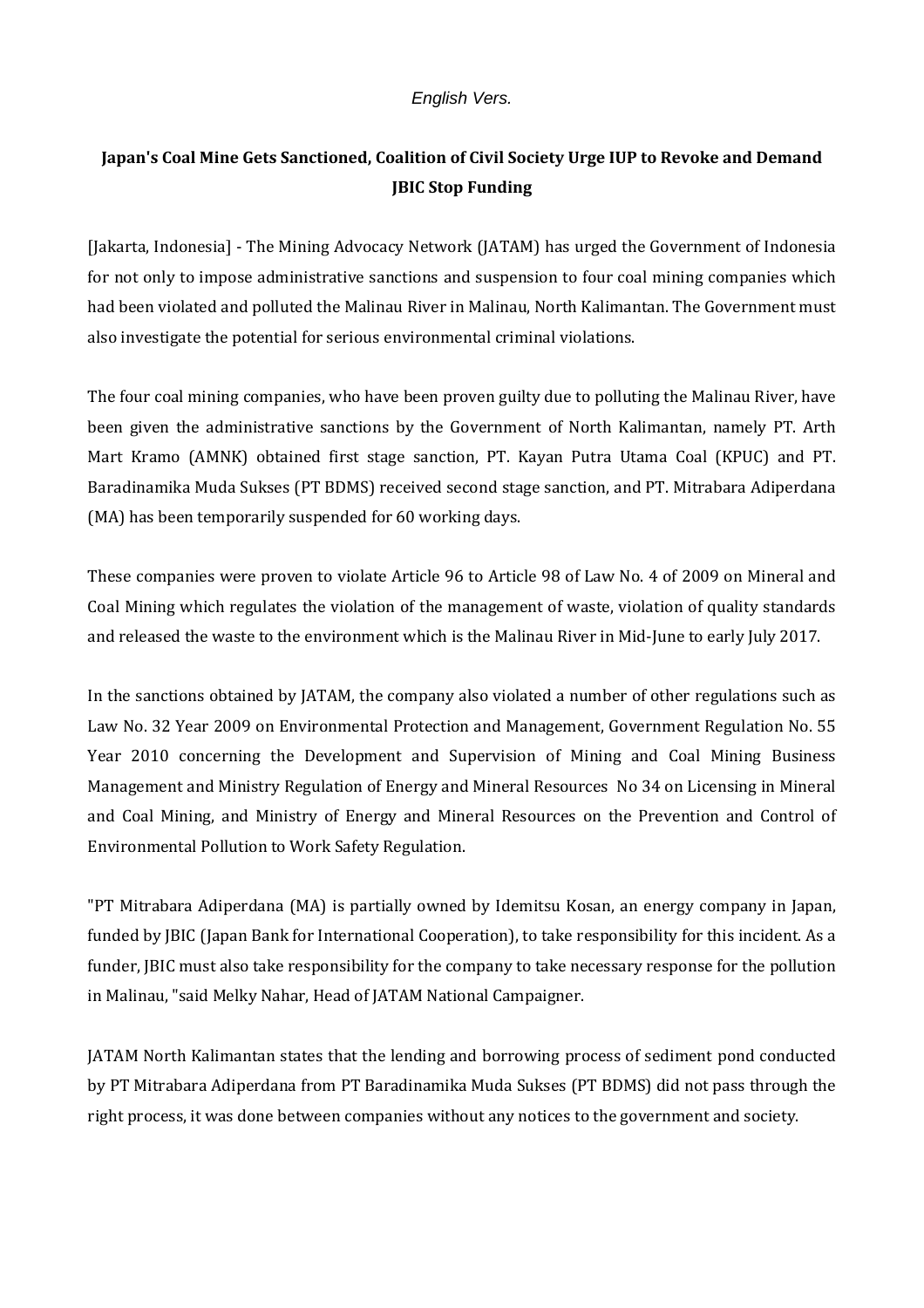*English Vers.*

# Japan's Coal Mine Gets Sanctioned, Coalition of Civil Society Urge IUP to Revoke and Demand JBIC Stop Funding

[Jakarta, Indonesia] - The Mining Advocacy Network (JATAM) has urged the Government of Indonesia for not only to impose administrative sanctions and suspension to four coal mining companies which had been violated and polluted the Malinau River in Malinau, North Kalimantan. The Government must also investigate the potential for serious environmental criminal violations.

The four coal mining companies, who have been proven guilty due to polluting the Malinau River, have been given the administrative sanctions by the Government of North Kalimantan, namely PT. Arth Mart Kramo (AMNK) obtained first stage sanction, PT. Kayan Putra Utama Coal (KPUC) and PT. Baradinamika Muda Sukses (PT BDMS) received second stage sanction, and PT. Mitrabara Adiperdana (MA) has been temporarily suspended for 60 working days.

These companies were proven to violate Article 96 to Article 98 of Law No. 4 of 2009 on Mineral and Coal Mining which regulates the violation of the management of waste, violation of quality standards and released the waste to the environment which is the Malinau River in Mid-June to early July 2017.

In the sanctions obtained by JATAM, the company also violated a number of other regulations such as Law No. 32 Year 2009 on Environmental Protection and Management, Government Regulation No. 55 Year 2010 concerning the Development and Supervision of Mining and Coal Mining Business Management and Ministry Regulation of Energy and Mineral Resources No 34 on Licensing in Mineral and Coal Mining, and Ministry of Energy and Mineral Resources on the Prevention and Control of Environmental Pollution to Work Safety Regulation.

"PT Mitrabara Adiperdana (MA) is partially owned by Idemitsu Kosan, an energy company in Japan, funded by JBIC (Japan Bank for International Cooperation), to take responsibility for this incident. As a funder, JBIC must also take responsibility for the company to take necessary response for the pollution in Malinau, "said Melky Nahar, Head of JATAM National Campaigner.

JATAM North Kalimantan states that the lending and borrowing process of sediment pond conducted by PT Mitrabara Adiperdana from PT Baradinamika Muda Sukses (PT BDMS) did not pass through the right process, it was done between companies without any notices to the government and society.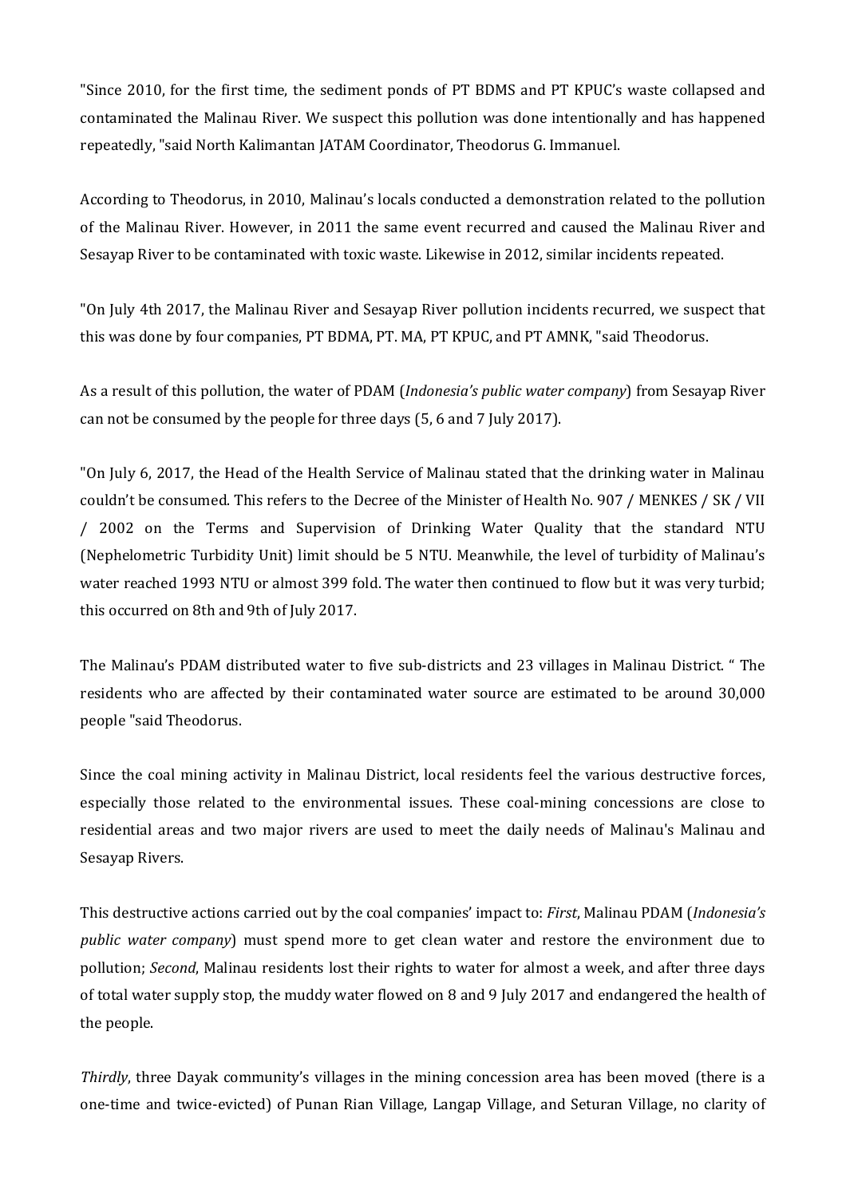"Since 2010, for the first time, the sediment ponds of PT BDMS and PT KPUC's waste collapsed and contaminated the Malinau River. We suspect this pollution was done intentionally and has happened repeatedly, "said North Kalimantan JATAM Coordinator, Theodorus G. Immanuel.

According to Theodorus, in 2010, Malinau's locals conducted a demonstration related to the pollution of the Malinau River. However, in 2011 the same event recurred and caused the Malinau River and Sesayap River to be contaminated with toxic waste. Likewise in 2012, similar incidents repeated.

"On July 4th 2017, the Malinau River and Sesayap River pollution incidents recurred, we suspect that this was done by four companies, PT BDMA, PT. MA, PT KPUC, and PT AMNK, "said Theodorus.

As a result of this pollution, the water of PDAM (*Indonesia's public water company*) from Sesayap River can not be consumed by the people for three days (5, 6 and 7 July 2017).

"On July 6, 2017, the Head of the Health Service of Malinau stated that the drinking water in Malinau couldn't be consumed. This refers to the Decree of the Minister of Health No. 907 / MENKES / SK / VII / 2002 on the Terms and Supervision of Drinking Water Quality that the standard NTU (Nephelometric Turbidity Unit) limit should be 5 NTU. Meanwhile, the level of turbidity of Malinau's water reached 1993 NTU or almost 399 fold. The water then continued to flow but it was very turbid; this occurred on 8th and 9th of July 2017.

The Malinau's PDAM distributed water to five sub-districts and 23 villages in Malinau District. " The residents who are affected by their contaminated water source are estimated to be around 30,000 people "said Theodorus.

Since the coal mining activity in Malinau District, local residents feel the various destructive forces, especially those related to the environmental issues. These coal-mining concessions are close to residential areas and two major rivers are used to meet the daily needs of Malinau's Malinau and Sesayap Rivers.

This destructive actions carried out by the coal companies' impact to: *First*, Malinau PDAM (*Indonesia's public water company*) must spend more to get clean water and restore the environment due to pollution; *Second*, Malinau residents lost their rights to water for almost a week, and after three days of total water supply stop, the muddy water flowed on 8 and 9 July 2017 and endangered the health of the people.

*Thirdly*, three Dayak community's villages in the mining concession area has been moved (there is a one-time and twice-evicted) of Punan Rian Village, Langap Village, and Seturan Village, no clarity of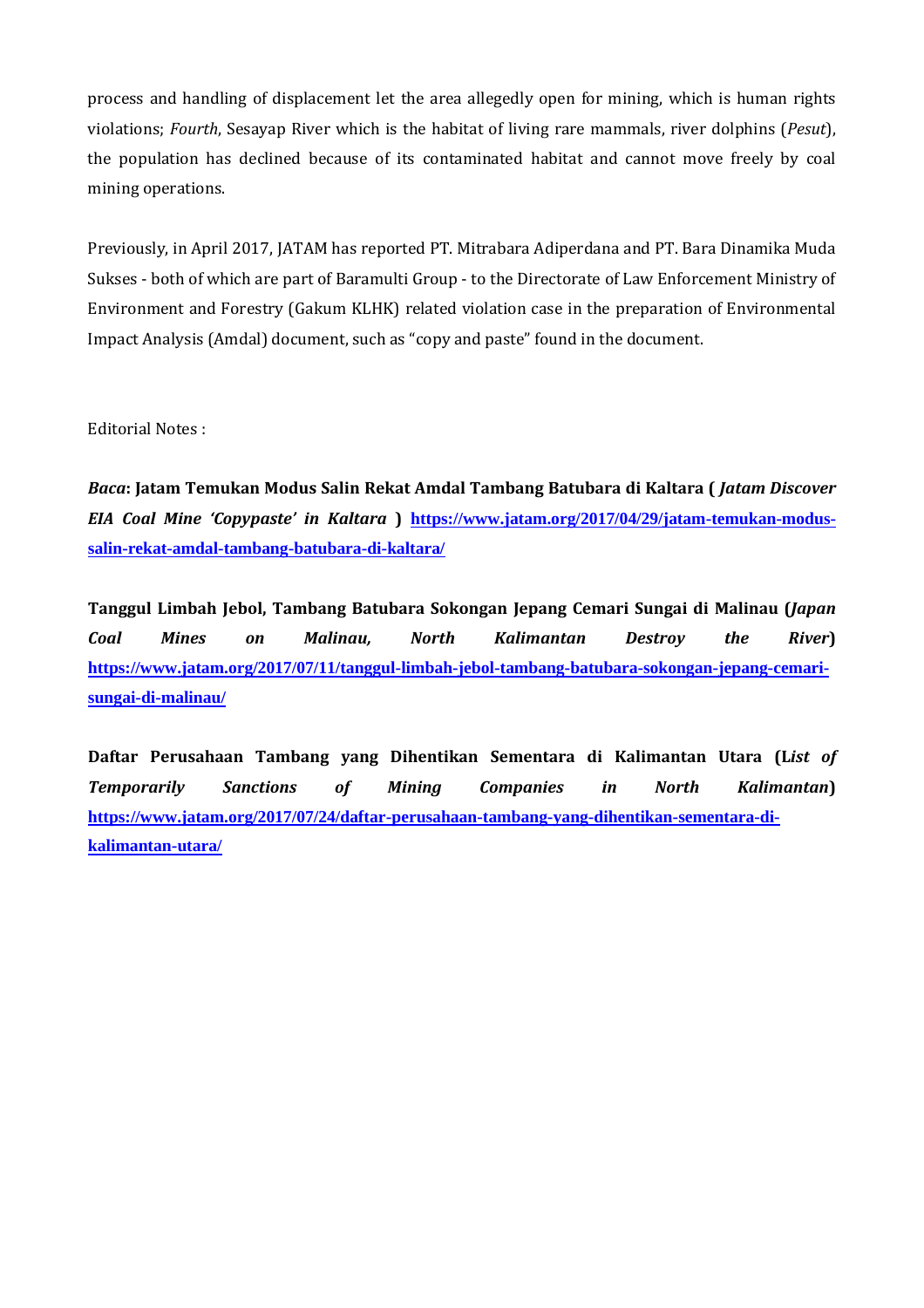process and handling of displacement let the area allegedly open for mining, which is human rights violations; *Fourth*, Sesayap River which is the habitat of living rare mammals, river dolphins (*Pesut*), the population has declined because of its contaminated habitat and cannot move freely by coal mining operations.

Previously, in April 2017, JATAM has reported PT. Mitrabara Adiperdana and PT. Bara Dinamika Muda Sukses - both of which are part of Baramulti Group - to the Directorate of Law Enforcement Ministry of Environment and Forestry (Gakum KLHK) related violation case in the preparation of Environmental Impact Analysis (Amdal) document, such as "copy and paste" found in the document.

Editorial Notes :

***Baca*: Jatam Temukan Modus Salin Rekat Amdal Tambang Batubara di Kaltara ( *Jatam Discover EIA Coal Mine 'Copypaste' in Kaltara* )** [https://www.jatam.org/2017/04/29/jatam-temukan-modus-salin-rekat-amdal-tambang-batubara-di-kaltara/](https://www.jatam.org/2017/04/29/jatam-temukan-modus-salin-rekat-amdal-tambang-batubara-di-kaltara/)

**Tanggul Limbah Jebol, Tambang Batubara Sokongan Jepang Cemari Sungai di Malinau (*Japan Coal Mines on Malinau, North Kalimantan Destroy the River*)** [https://www.jatam.org/2017/07/11/tanggul-limbah-jebol-tambang-batubara-sokongan-jepang-cemari-sungai-di-malinau/](https://www.jatam.org/2017/07/11/tanggul-limbah-jebol-tambang-batubara-sokongan-jepang-cemari-sungai-di-malinau/)

**Daftar Perusahaan Tambang yang Dihentikan Sementara di Kalimantan Utara (L*ist of Temporarily Sanctions of Mining Companies in North Kalimantan*)** [https://www.jatam.org/2017/07/24/daftar-perusahaan-tambang-yang-dihentikan-sementara-di-kalimantan-utara/](https://www.jatam.org/2017/07/24/daftar-perusahaan-tambang-yang-dihentikan-sementara-di-kalimantan-utara/)